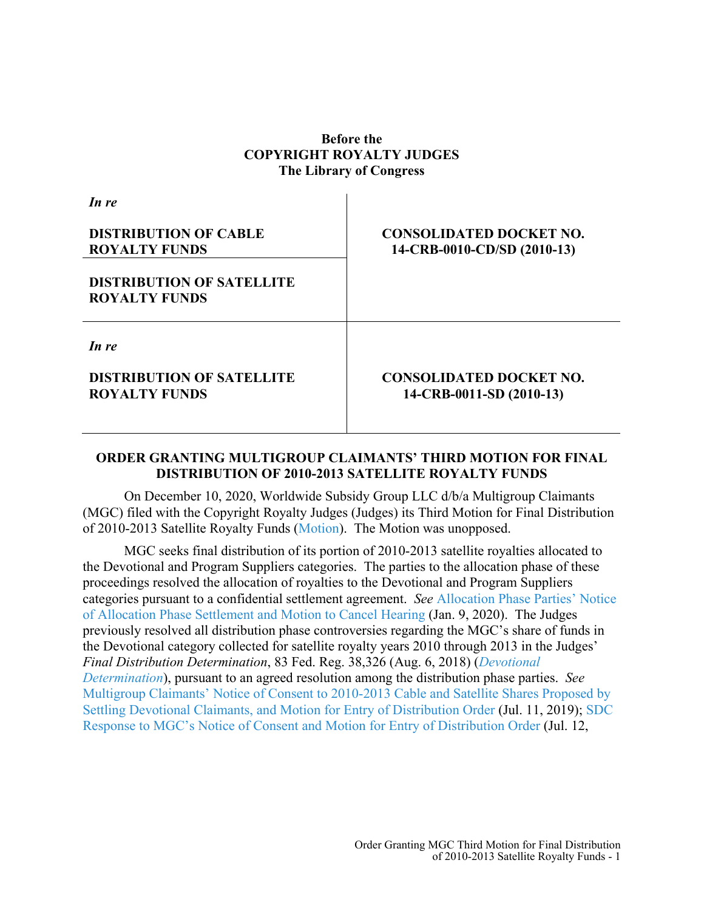**Before the**
**COPYRIGHT ROYALTY JUDGES**
**The Library of Congress**

| *In re*<br><br>**DISTRIBUTION OF CABLE ROYALTY FUNDS**<br><br>**DISTRIBUTION OF SATELLITE ROYALTY FUNDS** | **CONSOLIDATED DOCKET NO. 14-CRB-0010-CD/SD (2010-13)** |
|---|---|
| *In re*<br><br>**DISTRIBUTION OF SATELLITE ROYALTY FUNDS** | **CONSOLIDATED DOCKET NO. 14-CRB-0011-SD (2010-13)** |

**ORDER GRANTING MULTIGROUP CLAIMANTS' THIRD MOTION FOR FINAL DISTRIBUTION OF 2010-2013 SATELLITE ROYALTY FUNDS**

On December 10, 2020, Worldwide Subsidy Group LLC d/b/a Multigroup Claimants (MGC) filed with the Copyright Royalty Judges (Judges) its Third Motion for Final Distribution of 2010-2013 Satellite Royalty Funds (Motion). The Motion was unopposed.

MGC seeks final distribution of its portion of 2010-2013 satellite royalties allocated to the Devotional and Program Suppliers categories. The parties to the allocation phase of these proceedings resolved the allocation of royalties to the Devotional and Program Suppliers categories pursuant to a confidential settlement agreement. *See* Allocation Phase Parties' Notice of Allocation Phase Settlement and Motion to Cancel Hearing (Jan. 9, 2020). The Judges previously resolved all distribution phase controversies regarding the MGC's share of funds in the Devotional category collected for satellite royalty years 2010 through 2013 in the Judges' *Final Distribution Determination*, 83 Fed. Reg. 38,326 (Aug. 6, 2018) (*Devotional Determination*), pursuant to an agreed resolution among the distribution phase parties. *See* Multigroup Claimants' Notice of Consent to 2010-2013 Cable and Satellite Shares Proposed by Settling Devotional Claimants, and Motion for Entry of Distribution Order (Jul. 11, 2019); SDC Response to MGC's Notice of Consent and Motion for Entry of Distribution Order (Jul. 12,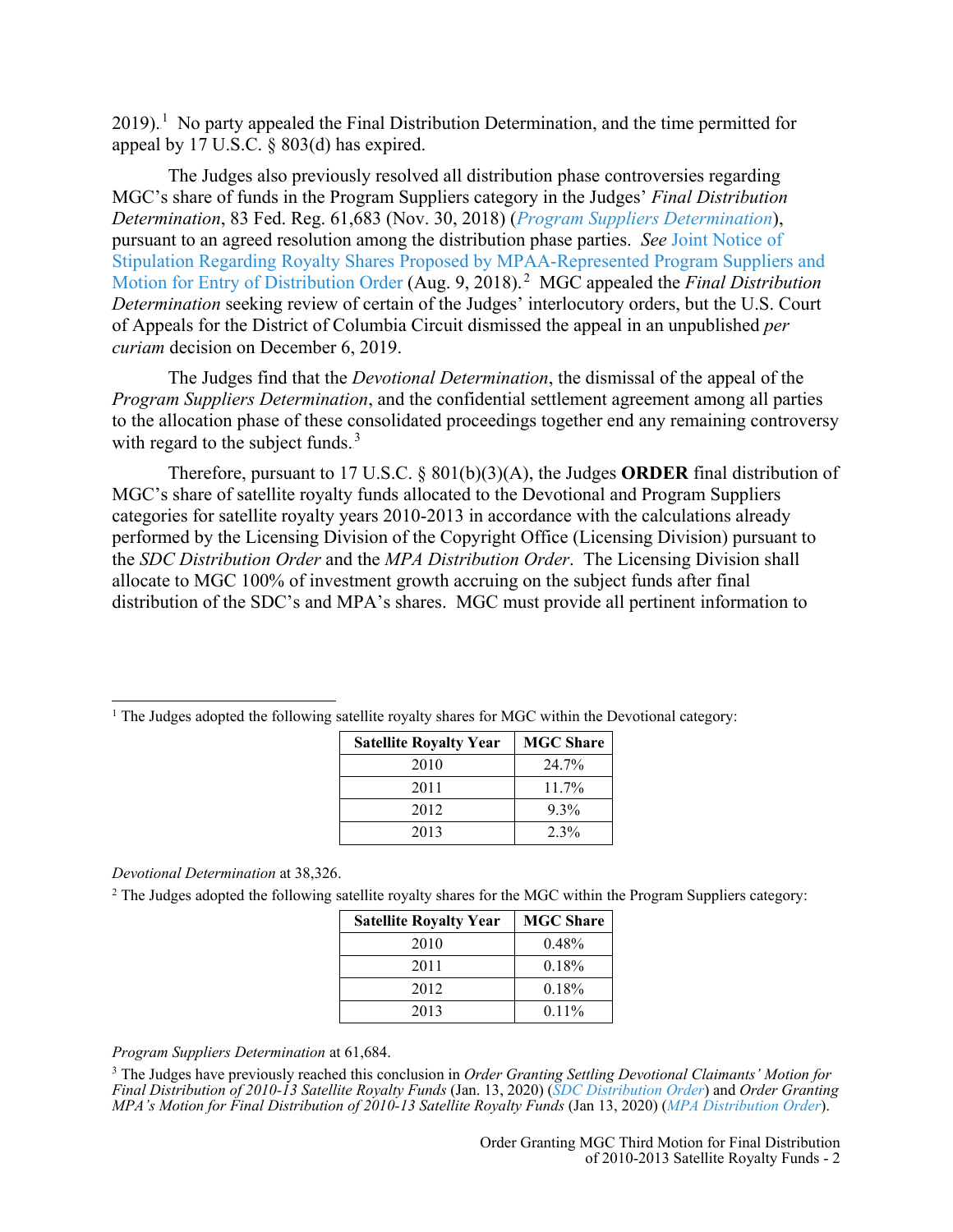2019).[1] No party appealed the Final Distribution Determination, and the time permitted for appeal by 17 U.S.C. § 803(d) has expired.

The Judges also previously resolved all distribution phase controversies regarding MGC's share of funds in the Program Suppliers category in the Judges' *Final Distribution Determination*, 83 Fed. Reg. 61,683 (Nov. 30, 2018) (*Program Suppliers Determination*), pursuant to an agreed resolution among the distribution phase parties. *See* Joint Notice of Stipulation Regarding Royalty Shares Proposed by MPAA-Represented Program Suppliers and Motion for Entry of Distribution Order (Aug. 9, 2018).[2] MGC appealed the *Final Distribution Determination* seeking review of certain of the Judges' interlocutory orders, but the U.S. Court of Appeals for the District of Columbia Circuit dismissed the appeal in an unpublished *per curiam* decision on December 6, 2019.

The Judges find that the *Devotional Determination*, the dismissal of the appeal of the *Program Suppliers Determination*, and the confidential settlement agreement among all parties to the allocation phase of these consolidated proceedings together end any remaining controversy with regard to the subject funds.[3]

Therefore, pursuant to 17 U.S.C. § 801(b)(3)(A), the Judges **ORDER** final distribution of MGC's share of satellite royalty funds allocated to the Devotional and Program Suppliers categories for satellite royalty years 2010-2013 in accordance with the calculations already performed by the Licensing Division of the Copyright Office (Licensing Division) pursuant to the *SDC Distribution Order* and the *MPA Distribution Order*. The Licensing Division shall allocate to MGC 100% of investment growth accruing on the subject funds after final distribution of the SDC's and MPA's shares. MGC must provide all pertinent information to

---

[1] The Judges adopted the following satellite royalty shares for MGC within the Devotional category:

| Satellite Royalty Year | MGC Share |
|---|---|
| 2010 | 24.7% |
| 2011 | 11.7% |
| 2012 | 9.3% |
| 2013 | 2.3% |

*Devotional Determination* at 38,326.

[2] The Judges adopted the following satellite royalty shares for the MGC within the Program Suppliers category:

| Satellite Royalty Year | MGC Share |
|---|---|
| 2010 | 0.48% |
| 2011 | 0.18% |
| 2012 | 0.18% |
| 2013 | 0.11% |

*Program Suppliers Determination* at 61,684.

[3] The Judges have previously reached this conclusion in *Order Granting Settling Devotional Claimants' Motion for Final Distribution of 2010-13 Satellite Royalty Funds* (Jan. 13, 2020) (*SDC Distribution Order*) and *Order Granting MPA's Motion for Final Distribution of 2010-13 Satellite Royalty Funds* (Jan 13, 2020) (*MPA Distribution Order*).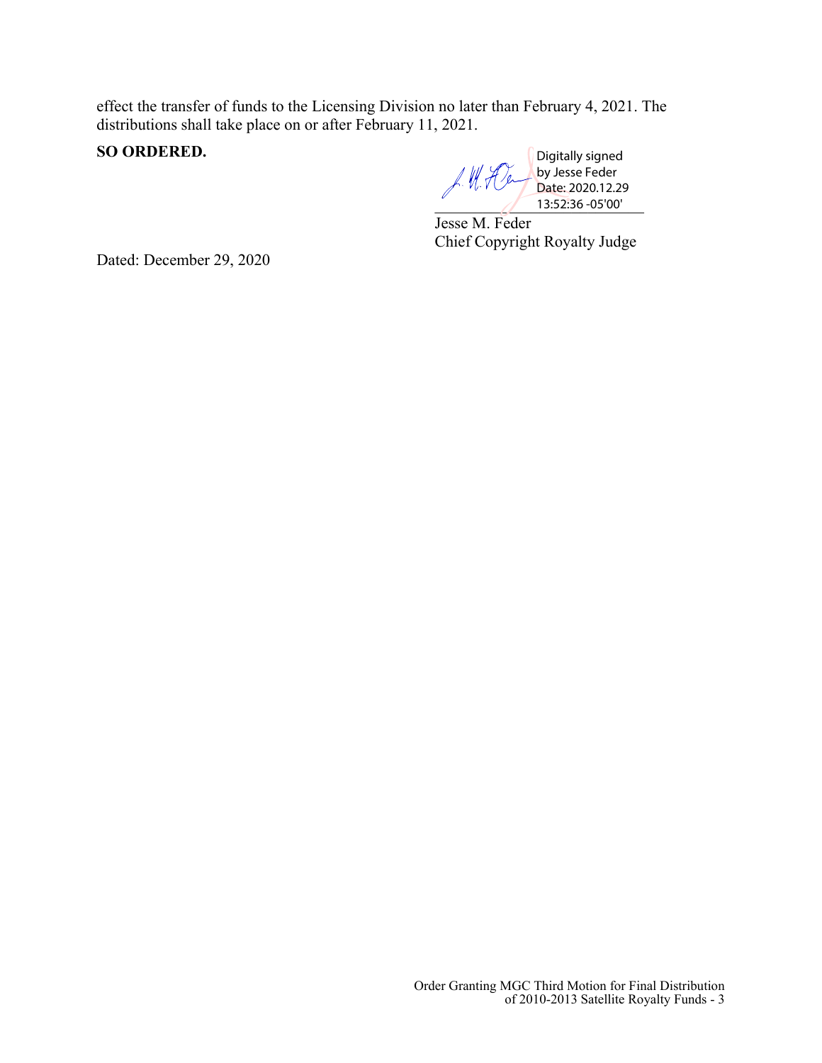effect the transfer of funds to the Licensing Division no later than February 4, 2021. The distributions shall take place on or after February 11, 2021.

**SO ORDERED.**

Digitally signed by Jesse Feder
Date: 2020.12.29 13:52:36 -05'00'

Jesse M. Feder
Chief Copyright Royalty Judge

Dated: December 29, 2020